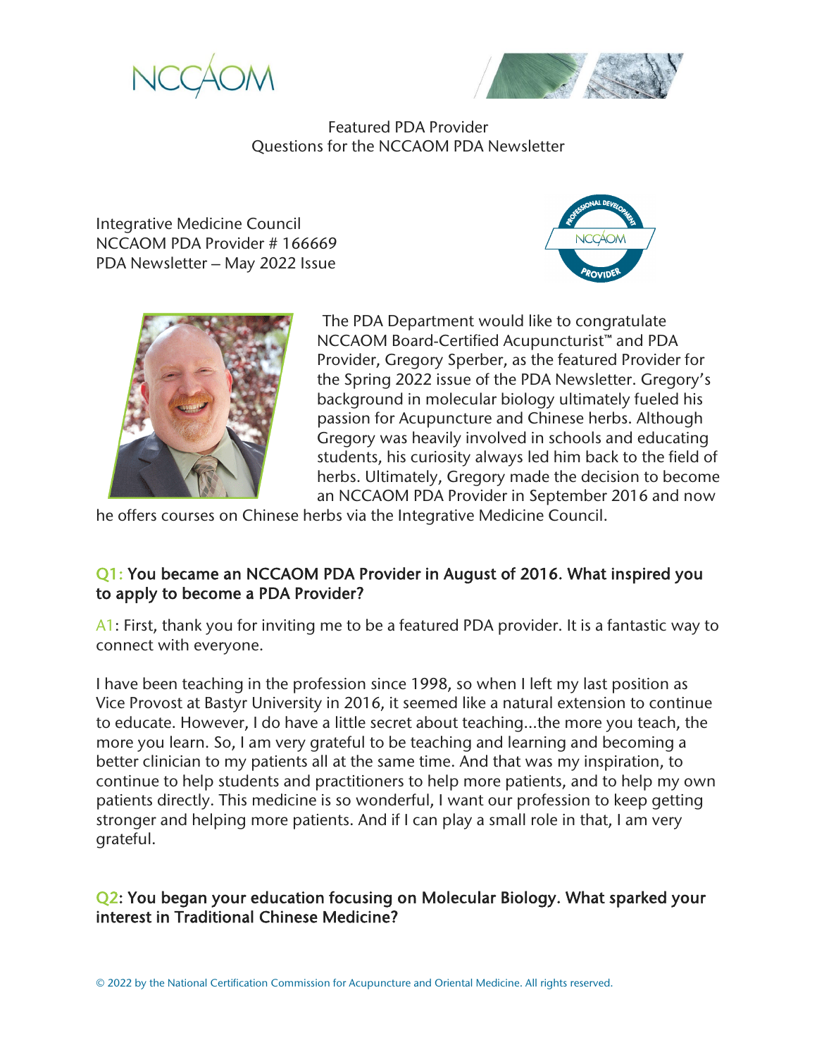Featured PDA Provider
Questions for the NCCAOM PDA Newsletter

Integrative Medicine Council
NCCAOM PDA Provider # 166669
PDA Newsletter – May 2022 Issue

The PDA Department would like to congratulate NCCAOM Board-Certified Acupuncturist™ and PDA Provider, Gregory Sperber, as the featured Provider for the Spring 2022 issue of the PDA Newsletter. Gregory's background in molecular biology ultimately fueled his passion for Acupuncture and Chinese herbs. Although Gregory was heavily involved in schools and educating students, his curiosity always led him back to the field of herbs. Ultimately, Gregory made the decision to become an NCCAOM PDA Provider in September 2016 and now he offers courses on Chinese herbs via the Integrative Medicine Council.

**Q1: You became an NCCAOM PDA Provider in August of 2016. What inspired you to apply to become a PDA Provider?**

A1: First, thank you for inviting me to be a featured PDA provider. It is a fantastic way to connect with everyone.

I have been teaching in the profession since 1998, so when I left my last position as Vice Provost at Bastyr University in 2016, it seemed like a natural extension to continue to educate. However, I do have a little secret about teaching...the more you teach, the more you learn. So, I am very grateful to be teaching and learning and becoming a better clinician to my patients all at the same time. And that was my inspiration, to continue to help students and practitioners to help more patients, and to help my own patients directly. This medicine is so wonderful, I want our profession to keep getting stronger and helping more patients. And if I can play a small role in that, I am very grateful.

**Q2: You began your education focusing on Molecular Biology. What sparked your interest in Traditional Chinese Medicine?**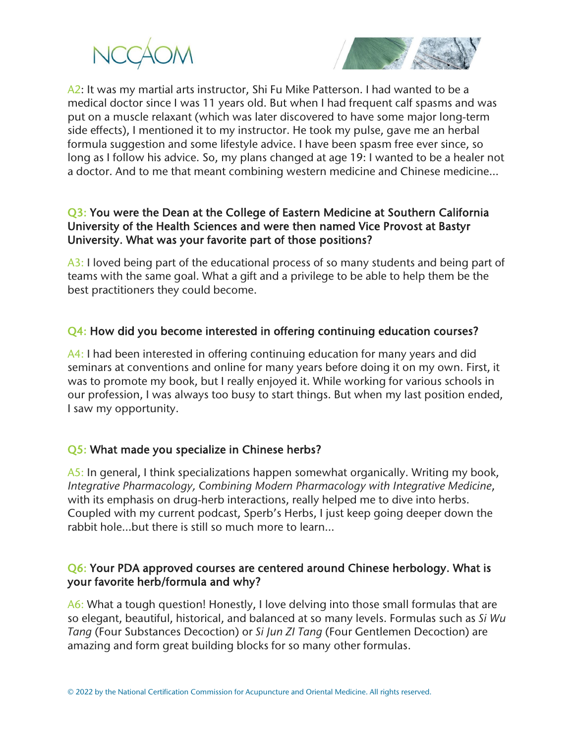A2: It was my martial arts instructor, Shi Fu Mike Patterson. I had wanted to be a medical doctor since I was 11 years old. But when I had frequent calf spasms and was put on a muscle relaxant (which was later discovered to have some major long-term side effects), I mentioned it to my instructor. He took my pulse, gave me an herbal formula suggestion and some lifestyle advice. I have been spasm free ever since, so long as I follow his advice. So, my plans changed at age 19: I wanted to be a healer not a doctor. And to me that meant combining western medicine and Chinese medicine...

**Q3: You were the Dean at the College of Eastern Medicine at Southern California University of the Health Sciences and were then named Vice Provost at Bastyr University. What was your favorite part of those positions?**

A3: I loved being part of the educational process of so many students and being part of teams with the same goal. What a gift and a privilege to be able to help them be the best practitioners they could become.

**Q4: How did you become interested in offering continuing education courses?**

A4: I had been interested in offering continuing education for many years and did seminars at conventions and online for many years before doing it on my own. First, it was to promote my book, but I really enjoyed it. While working for various schools in our profession, I was always too busy to start things. But when my last position ended, I saw my opportunity.

**Q5: What made you specialize in Chinese herbs?**

A5: In general, I think specializations happen somewhat organically. Writing my book, *Integrative Pharmacology, Combining Modern Pharmacology with Integrative Medicine*, with its emphasis on drug-herb interactions, really helped me to dive into herbs. Coupled with my current podcast, Sperb's Herbs, I just keep going deeper down the rabbit hole...but there is still so much more to learn...

**Q6: Your PDA approved courses are centered around Chinese herbology. What is your favorite herb/formula and why?**

A6: What a tough question! Honestly, I love delving into those small formulas that are so elegant, beautiful, historical, and balanced at so many levels. Formulas such as *Si Wu Tang* (Four Substances Decoction) or *Si Jun ZI Tang* (Four Gentlemen Decoction) are amazing and form great building blocks for so many other formulas.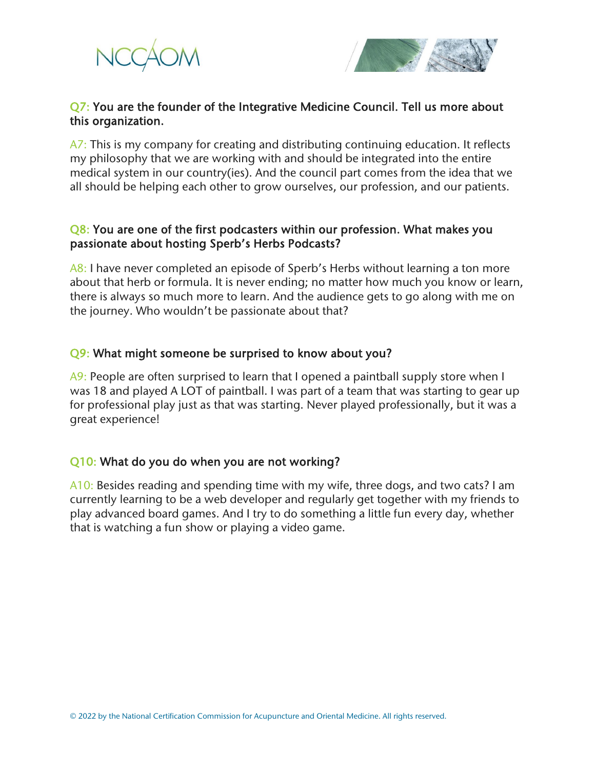**Q7: You are the founder of the Integrative Medicine Council. Tell us more about this organization.**

A7: This is my company for creating and distributing continuing education. It reflects my philosophy that we are working with and should be integrated into the entire medical system in our country(ies). And the council part comes from the idea that we all should be helping each other to grow ourselves, our profession, and our patients.

**Q8: You are one of the first podcasters within our profession. What makes you passionate about hosting Sperb's Herbs Podcasts?**

A8: I have never completed an episode of Sperb's Herbs without learning a ton more about that herb or formula. It is never ending; no matter how much you know or learn, there is always so much more to learn. And the audience gets to go along with me on the journey. Who wouldn't be passionate about that?

**Q9: What might someone be surprised to know about you?**

A9: People are often surprised to learn that I opened a paintball supply store when I was 18 and played A LOT of paintball. I was part of a team that was starting to gear up for professional play just as that was starting. Never played professionally, but it was a great experience!

**Q10: What do you do when you are not working?**

A10: Besides reading and spending time with my wife, three dogs, and two cats? I am currently learning to be a web developer and regularly get together with my friends to play advanced board games. And I try to do something a little fun every day, whether that is watching a fun show or playing a video game.

© 2022 by the National Certification Commission for Acupuncture and Oriental Medicine. All rights reserved.